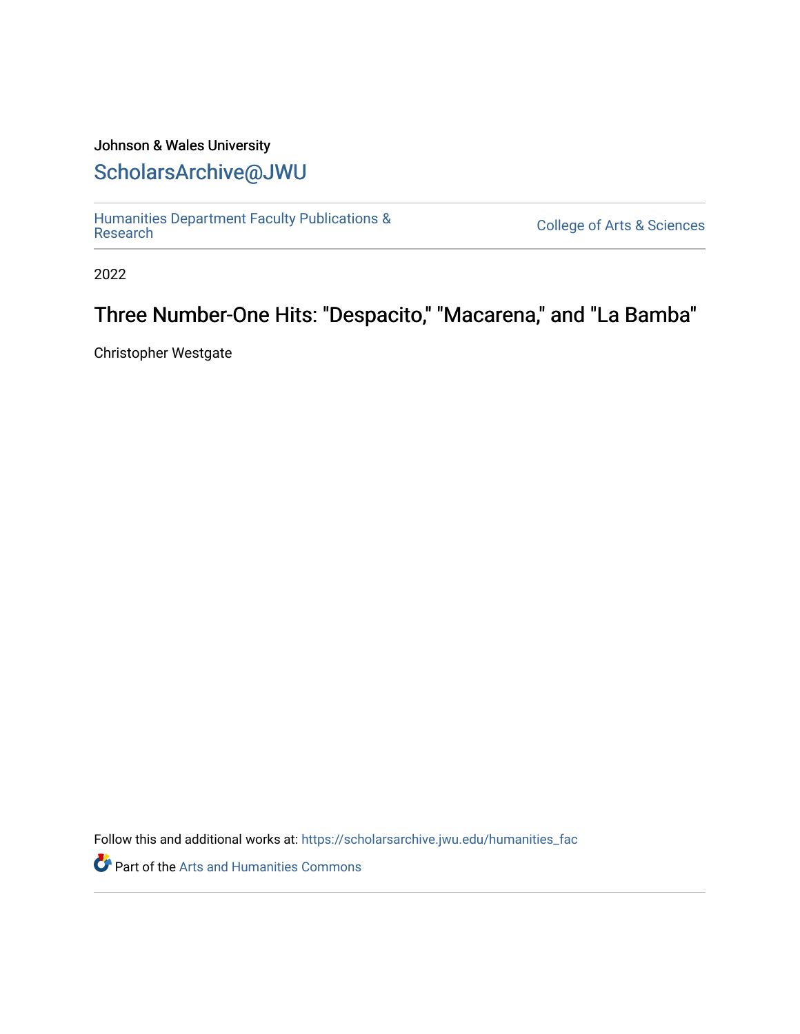Johnson & Wales University

## ScholarsArchive@JWU

Humanities Department Faculty Publications & Research

College of Arts & Sciences

2022

# Three Number-One Hits: "Despacito," "Macarena," and "La Bamba"

Christopher Westgate

Follow this and additional works at: https://scholarsarchive.jwu.edu/humanities_fac

Part of the Arts and Humanities Commons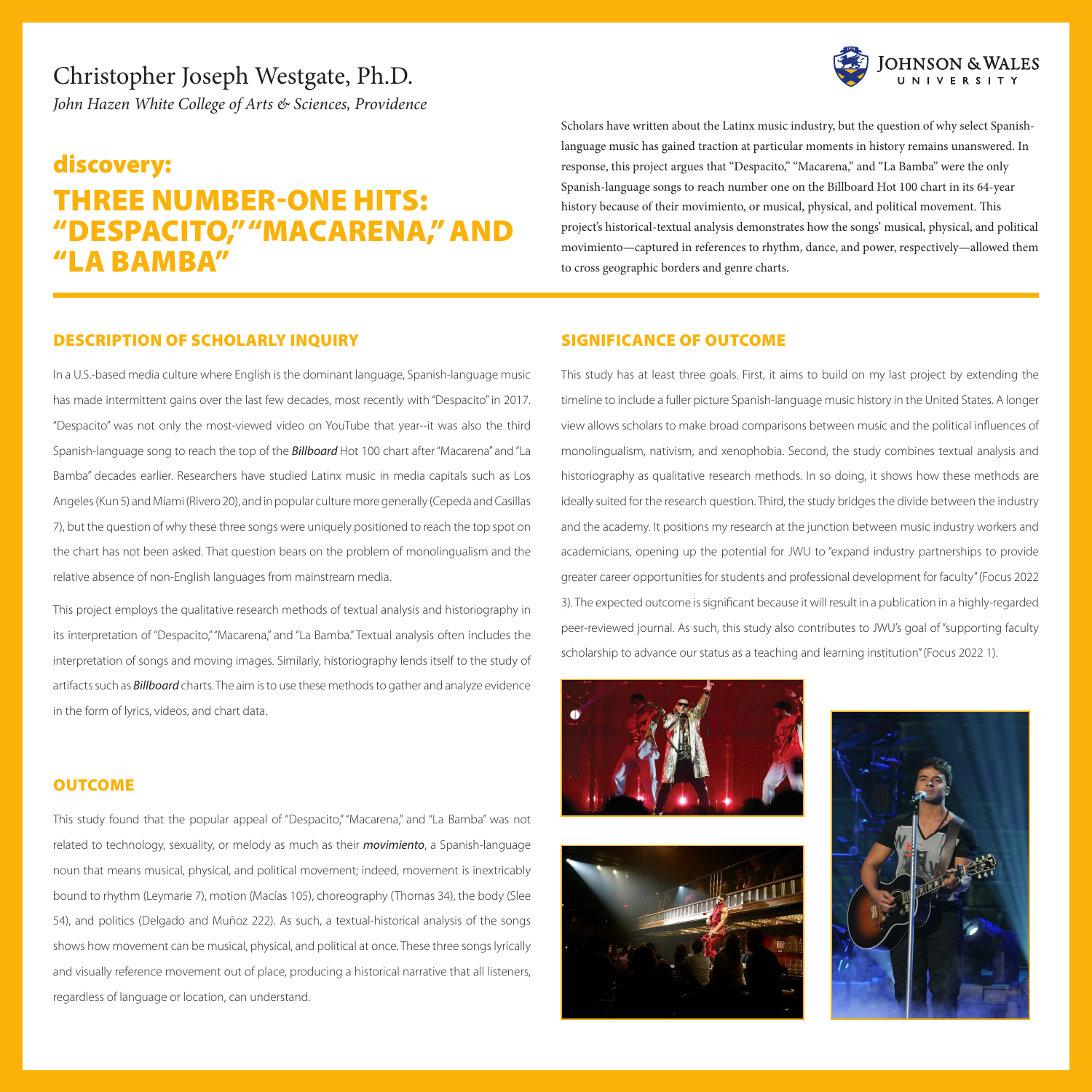Christopher Joseph Westgate, Ph.D.

*John Hazen White College of Arts & Sciences, Providence*

Johnson & Wales University

## discovery:

# THREE NUMBER-ONE HITS: "DESPACITO," "MACARENA," AND "LA BAMBA"

Scholars have written about the Latinx music industry, but the question of why select Spanish-language music has gained traction at particular moments in history remains unanswered. In response, this project argues that "Despacito," "Macarena," and "La Bamba" were the only Spanish-language songs to reach number one on the Billboard Hot 100 chart in its 64-year history because of their movimiento, or musical, physical, and political movement. This project's historical-textual analysis demonstrates how the songs' musical, physical, and political movimiento—captured in references to rhythm, dance, and power, respectively—allowed them to cross geographic borders and genre charts.

## DESCRIPTION OF SCHOLARLY INQUIRY

In a U.S.-based media culture where English is the dominant language, Spanish-language music has made intermittent gains over the last few decades, most recently with "Despacito" in 2017. "Despacito" was not only the most-viewed video on YouTube that year--it was also the third Spanish-language song to reach the top of the ***Billboard*** Hot 100 chart after "Macarena" and "La Bamba" decades earlier. Researchers have studied Latinx music in media capitals such as Los Angeles (Kun 5) and Miami (Rivero 20), and in popular culture more generally (Cepeda and Casillas 7), but the question of why these three songs were uniquely positioned to reach the top spot on the chart has not been asked. That question bears on the problem of monolingualism and the relative absence of non-English languages from mainstream media.

This project employs the qualitative research methods of textual analysis and historiography in its interpretation of "Despacito," "Macarena," and "La Bamba." Textual analysis often includes the interpretation of songs and moving images. Similarly, historiography lends itself to the study of artifacts such as ***Billboard*** charts. The aim is to use these methods to gather and analyze evidence in the form of lyrics, videos, and chart data.

## OUTCOME

This study found that the popular appeal of "Despacito," "Macarena," and "La Bamba" was not related to technology, sexuality, or melody as much as their ***movimiento***, a Spanish-language noun that means musical, physical, and political movement; indeed, movement is inextricably bound to rhythm (Leymarie 7), motion (Macías 105), choreography (Thomas 34), the body (Slee 54), and politics (Delgado and Muñoz 222). As such, a textual-historical analysis of the songs shows how movement can be musical, physical, and political at once. These three songs lyrically and visually reference movement out of place, producing a historical narrative that all listeners, regardless of language or location, can understand.

## SIGNIFICANCE OF OUTCOME

This study has at least three goals. First, it aims to build on my last project by extending the timeline to include a fuller picture Spanish-language music history in the United States. A longer view allows scholars to make broad comparisons between music and the political influences of monolingualism, nativism, and xenophobia. Second, the study combines textual analysis and historiography as qualitative research methods. In so doing, it shows how these methods are ideally suited for the research question. Third, the study bridges the divide between the industry and the academy. It positions my research at the junction between music industry workers and academicians, opening up the potential for JWU to "expand industry partnerships to provide greater career opportunities for students and professional development for faculty" (Focus 2022 3). The expected outcome is significant because it will result in a publication in a highly-regarded peer-reviewed journal. As such, this study also contributes to JWU's goal of "supporting faculty scholarship to advance our status as a teaching and learning institution" (Focus 2022 1).